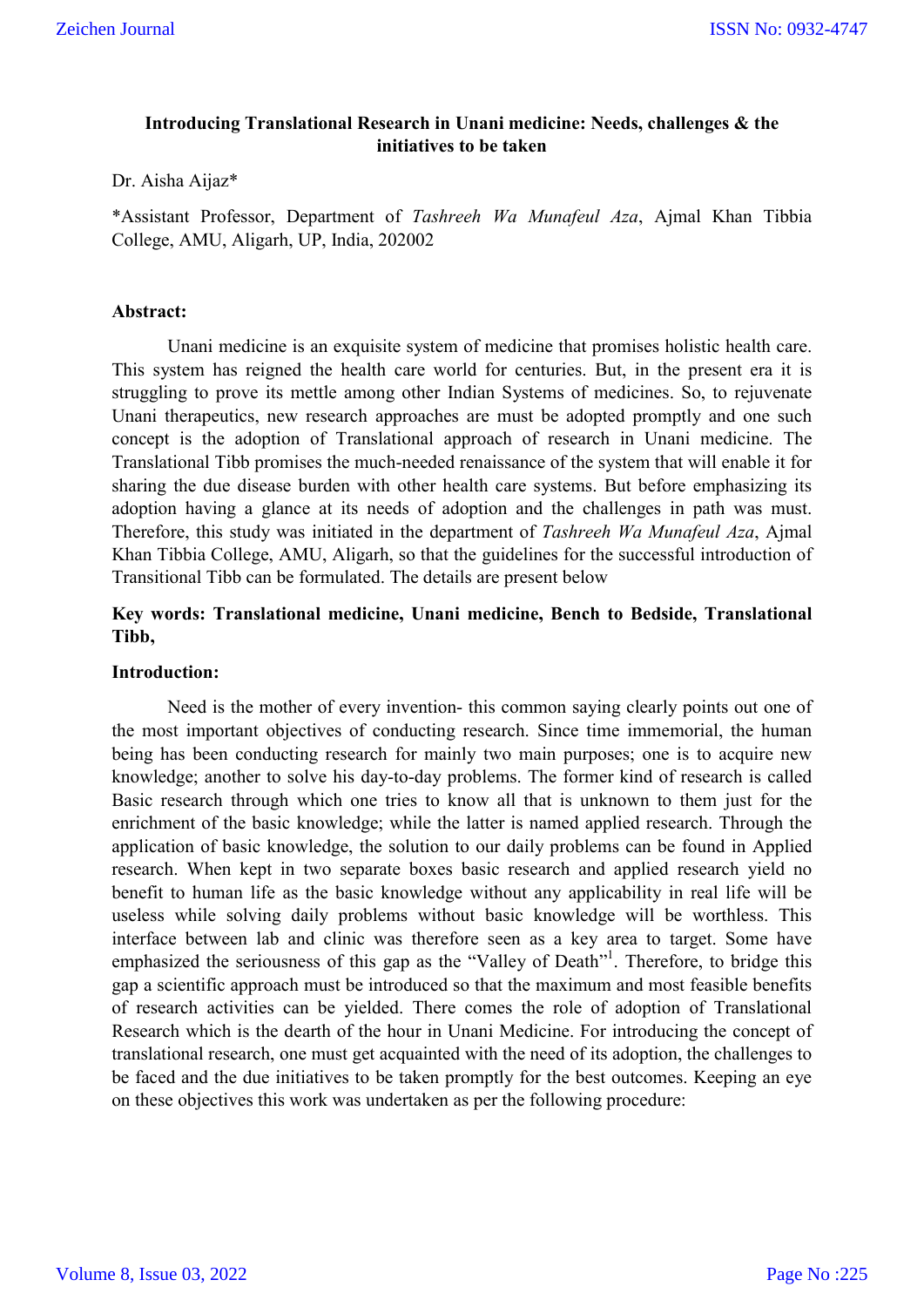# Introducing Translational Research in Unani medicine: Needs, challenges & the initiatives to be taken

Dr. Aisha Aijaz*

*Assistant Professor, Department of *Tashreeh Wa Munafeul Aza*, Ajmal Khan Tibbia College, AMU, Aligarh, UP, India, 202002

**Abstract:**

Unani medicine is an exquisite system of medicine that promises holistic health care. This system has reigned the health care world for centuries. But, in the present era it is struggling to prove its mettle among other Indian Systems of medicines. So, to rejuvenate Unani therapeutics, new research approaches are must be adopted promptly and one such concept is the adoption of Translational approach of research in Unani medicine. The Translational Tibb promises the much-needed renaissance of the system that will enable it for sharing the due disease burden with other health care systems. But before emphasizing its adoption having a glance at its needs of adoption and the challenges in path was must. Therefore, this study was initiated in the department of *Tashreeh Wa Munafeul Aza*, Ajmal Khan Tibbia College, AMU, Aligarh, so that the guidelines for the successful introduction of Transitional Tibb can be formulated. The details are present below

**Key words: Translational medicine, Unani medicine, Bench to Bedside, Translational Tibb,**

**Introduction:**

Need is the mother of every invention- this common saying clearly points out one of the most important objectives of conducting research. Since time immemorial, the human being has been conducting research for mainly two main purposes; one is to acquire new knowledge; another to solve his day-to-day problems. The former kind of research is called Basic research through which one tries to know all that is unknown to them just for the enrichment of the basic knowledge; while the latter is named applied research. Through the application of basic knowledge, the solution to our daily problems can be found in Applied research. When kept in two separate boxes basic research and applied research yield no benefit to human life as the basic knowledge without any applicability in real life will be useless while solving daily problems without basic knowledge will be worthless. This interface between lab and clinic was therefore seen as a key area to target. Some have emphasized the seriousness of this gap as the "Valley of Death"[1]. Therefore, to bridge this gap a scientific approach must be introduced so that the maximum and most feasible benefits of research activities can be yielded. There comes the role of adoption of Translational Research which is the dearth of the hour in Unani Medicine. For introducing the concept of translational research, one must get acquainted with the need of its adoption, the challenges to be faced and the due initiatives to be taken promptly for the best outcomes. Keeping an eye on these objectives this work was undertaken as per the following procedure: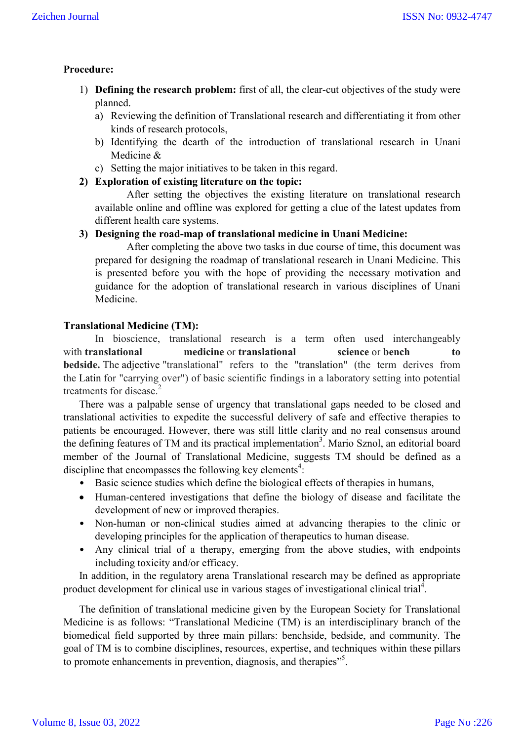**Procedure:**

1) **Defining the research problem:** first of all, the clear-cut objectives of the study were planned.
   a) Reviewing the definition of Translational research and differentiating it from other kinds of research protocols,
   b) Identifying the dearth of the introduction of translational research in Unani Medicine &
   c) Setting the major initiatives to be taken in this regard.
2) **Exploration of existing literature on the topic:**
   After setting the objectives the existing literature on translational research available online and offline was explored for getting a clue of the latest updates from different health care systems.
3) **Designing the road-map of translational medicine in Unani Medicine:**
   After completing the above two tasks in due course of time, this document was prepared for designing the roadmap of translational research in Unani Medicine. This is presented before you with the hope of providing the necessary motivation and guidance for the adoption of translational research in various disciplines of Unani Medicine.

**Translational Medicine (TM):**

In bioscience, translational research is a term often used interchangeably with **translational medicine** or **translational science** or **bench to bedside.** The adjective "translational" refers to the "translation" (the term derives from the Latin for "carrying over") of basic scientific findings in a laboratory setting into potential treatments for disease.[2]

There was a palpable sense of urgency that translational gaps needed to be closed and translational activities to expedite the successful delivery of safe and effective therapies to patients be encouraged. However, there was still little clarity and no real consensus around the defining features of TM and its practical implementation[3]. Mario Sznol, an editorial board member of the Journal of Translational Medicine, suggests TM should be defined as a discipline that encompasses the following key elements[4]:

- Basic science studies which define the biological effects of therapies in humans,
- Human-centered investigations that define the biology of disease and facilitate the development of new or improved therapies.
- Non-human or non-clinical studies aimed at advancing therapies to the clinic or developing principles for the application of therapeutics to human disease.
- Any clinical trial of a therapy, emerging from the above studies, with endpoints including toxicity and/or efficacy.

In addition, in the regulatory arena Translational research may be defined as appropriate product development for clinical use in various stages of investigational clinical trial[4].

The definition of translational medicine given by the European Society for Translational Medicine is as follows: "Translational Medicine (TM) is an interdisciplinary branch of the biomedical field supported by three main pillars: benchside, bedside, and community. The goal of TM is to combine disciplines, resources, expertise, and techniques within these pillars to promote enhancements in prevention, diagnosis, and therapies"[5].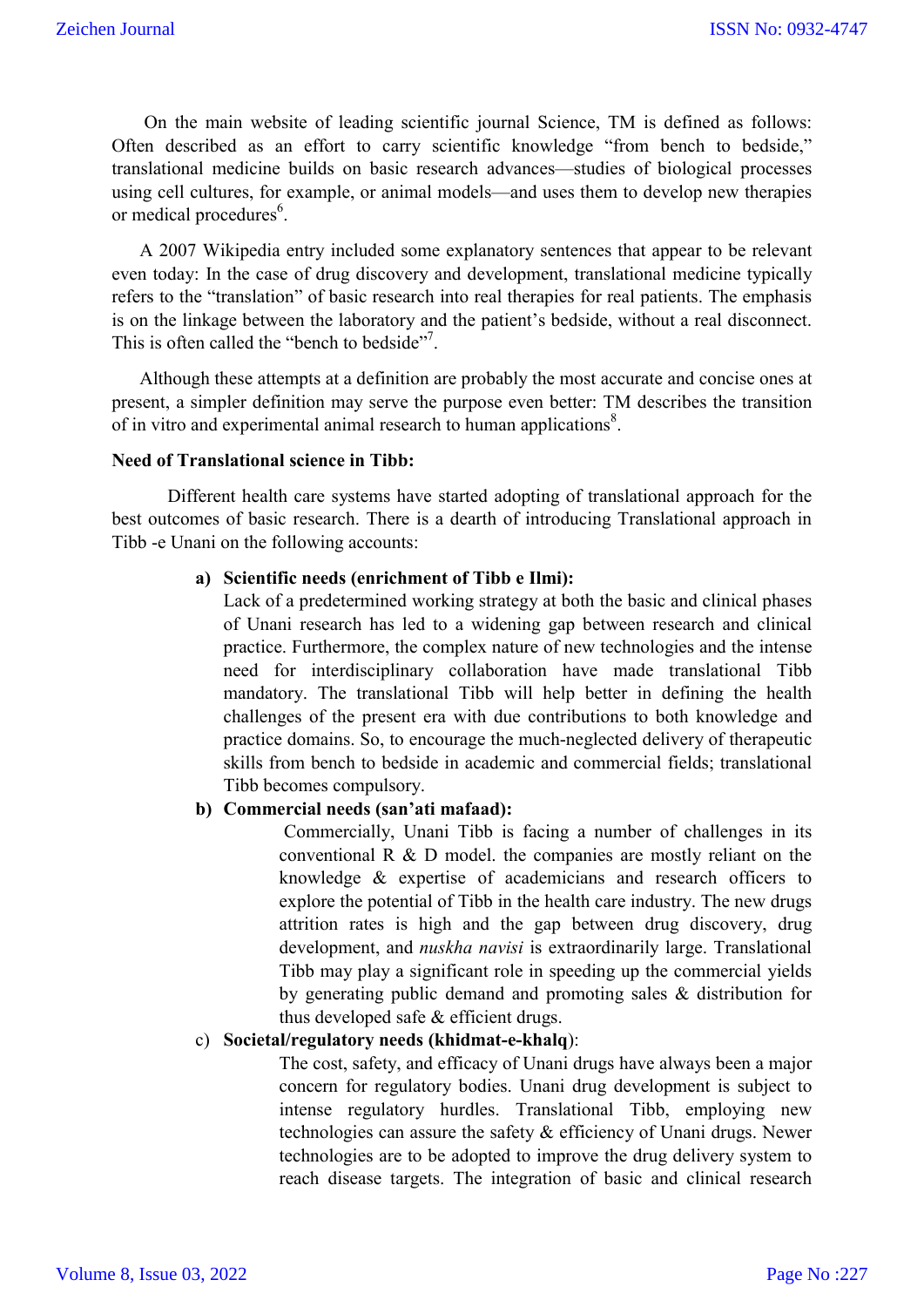On the main website of leading scientific journal Science, TM is defined as follows: Often described as an effort to carry scientific knowledge "from bench to bedside," translational medicine builds on basic research advances—studies of biological processes using cell cultures, for example, or animal models—and uses them to develop new therapies or medical procedures[6].

A 2007 Wikipedia entry included some explanatory sentences that appear to be relevant even today: In the case of drug discovery and development, translational medicine typically refers to the "translation" of basic research into real therapies for real patients. The emphasis is on the linkage between the laboratory and the patient's bedside, without a real disconnect. This is often called the "bench to bedside"[7].

Although these attempts at a definition are probably the most accurate and concise ones at present, a simpler definition may serve the purpose even better: TM describes the transition of in vitro and experimental animal research to human applications[8].

**Need of Translational science in Tibb:**

Different health care systems have started adopting of translational approach for the best outcomes of basic research. There is a dearth of introducing Translational approach in Tibb -e Unani on the following accounts:

a) **Scientific needs (enrichment of Tibb e Ilmi):**
Lack of a predetermined working strategy at both the basic and clinical phases of Unani research has led to a widening gap between research and clinical practice. Furthermore, the complex nature of new technologies and the intense need for interdisciplinary collaboration have made translational Tibb mandatory. The translational Tibb will help better in defining the health challenges of the present era with due contributions to both knowledge and practice domains. So, to encourage the much-neglected delivery of therapeutic skills from bench to bedside in academic and commercial fields; translational Tibb becomes compulsory.

b) **Commercial needs (san'ati mafaad):**
Commercially, Unani Tibb is facing a number of challenges in its conventional R & D model. the companies are mostly reliant on the knowledge & expertise of academicians and research officers to explore the potential of Tibb in the health care industry. The new drugs attrition rates is high and the gap between drug discovery, drug development, and *nuskha navisi* is extraordinarily large. Translational Tibb may play a significant role in speeding up the commercial yields by generating public demand and promoting sales & distribution for thus developed safe & efficient drugs.

c) **Societal/regulatory needs (khidmat-e-khalq)**:
The cost, safety, and efficacy of Unani drugs have always been a major concern for regulatory bodies. Unani drug development is subject to intense regulatory hurdles. Translational Tibb, employing new technologies can assure the safety & efficiency of Unani drugs. Newer technologies are to be adopted to improve the drug delivery system to reach disease targets. The integration of basic and clinical research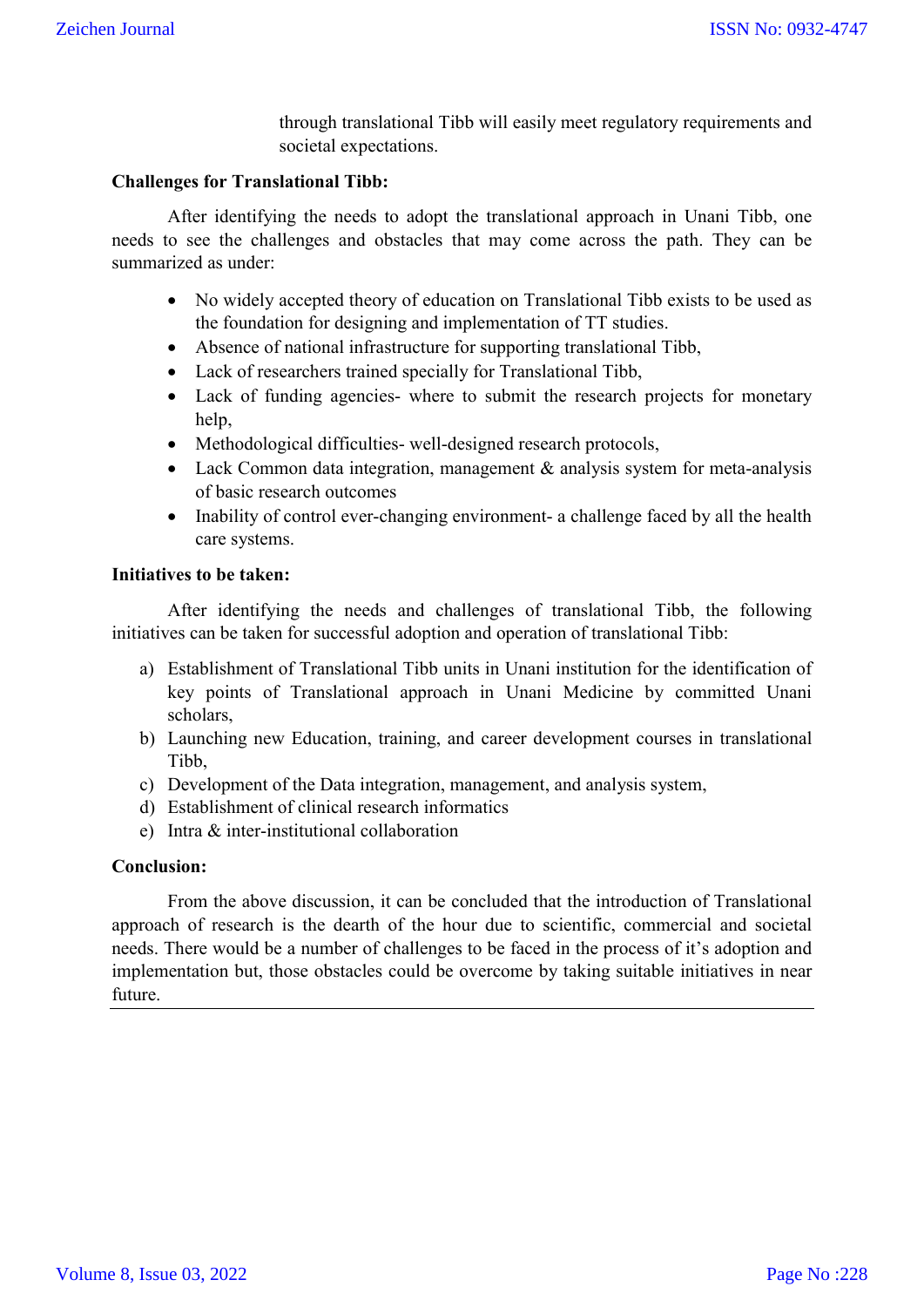through translational Tibb will easily meet regulatory requirements and societal expectations.

**Challenges for Translational Tibb:**

After identifying the needs to adopt the translational approach in Unani Tibb, one needs to see the challenges and obstacles that may come across the path. They can be summarized as under:

- No widely accepted theory of education on Translational Tibb exists to be used as the foundation for designing and implementation of TT studies.
- Absence of national infrastructure for supporting translational Tibb,
- Lack of researchers trained specially for Translational Tibb,
- Lack of funding agencies- where to submit the research projects for monetary help,
- Methodological difficulties- well-designed research protocols,
- Lack Common data integration, management & analysis system for meta-analysis of basic research outcomes
- Inability of control ever-changing environment- a challenge faced by all the health care systems.

**Initiatives to be taken:**

After identifying the needs and challenges of translational Tibb, the following initiatives can be taken for successful adoption and operation of translational Tibb:

a) Establishment of Translational Tibb units in Unani institution for the identification of key points of Translational approach in Unani Medicine by committed Unani scholars,
b) Launching new Education, training, and career development courses in translational Tibb,
c) Development of the Data integration, management, and analysis system,
d) Establishment of clinical research informatics
e) Intra & inter-institutional collaboration

**Conclusion:**

From the above discussion, it can be concluded that the introduction of Translational approach of research is the dearth of the hour due to scientific, commercial and societal needs. There would be a number of challenges to be faced in the process of it's adoption and implementation but, those obstacles could be overcome by taking suitable initiatives in near future.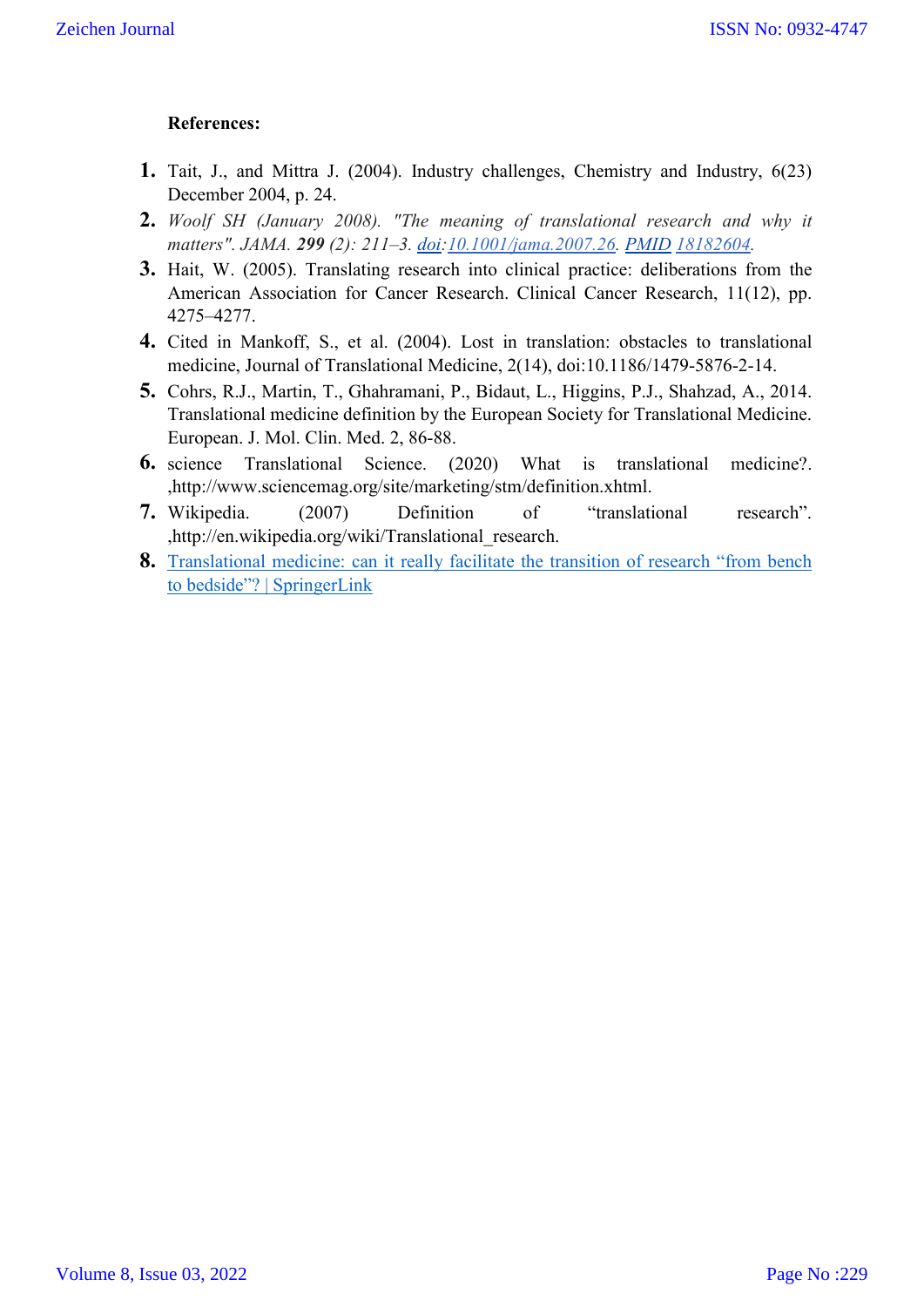**References:**

1. Tait, J., and Mittra J. (2004). Industry challenges, Chemistry and Industry, 6(23) December 2004, p. 24.
2. *Woolf SH (January 2008). "The meaning of translational research and why it matters". JAMA.* ***299*** *(2): 211–3. doi:10.1001/jama.2007.26. PMID 18182604.*
3. Hait, W. (2005). Translating research into clinical practice: deliberations from the American Association for Cancer Research. Clinical Cancer Research, 11(12), pp. 4275–4277.
4. Cited in Mankoff, S., et al. (2004). Lost in translation: obstacles to translational medicine, Journal of Translational Medicine, 2(14), doi:10.1186/1479-5876-2-14.
5. Cohrs, R.J., Martin, T., Ghahramani, P., Bidaut, L., Higgins, P.J., Shahzad, A., 2014. Translational medicine definition by the European Society for Translational Medicine. European. J. Mol. Clin. Med. 2, 86-88.
6. science Translational Science. (2020) What is translational medicine?. ,http://www.sciencemag.org/site/marketing/stm/definition.xhtml.
7. Wikipedia. (2007) Definition of "translational research". ,http://en.wikipedia.org/wiki/Translational_research.
8. Translational medicine: can it really facilitate the transition of research "from bench to bedside"? | SpringerLink